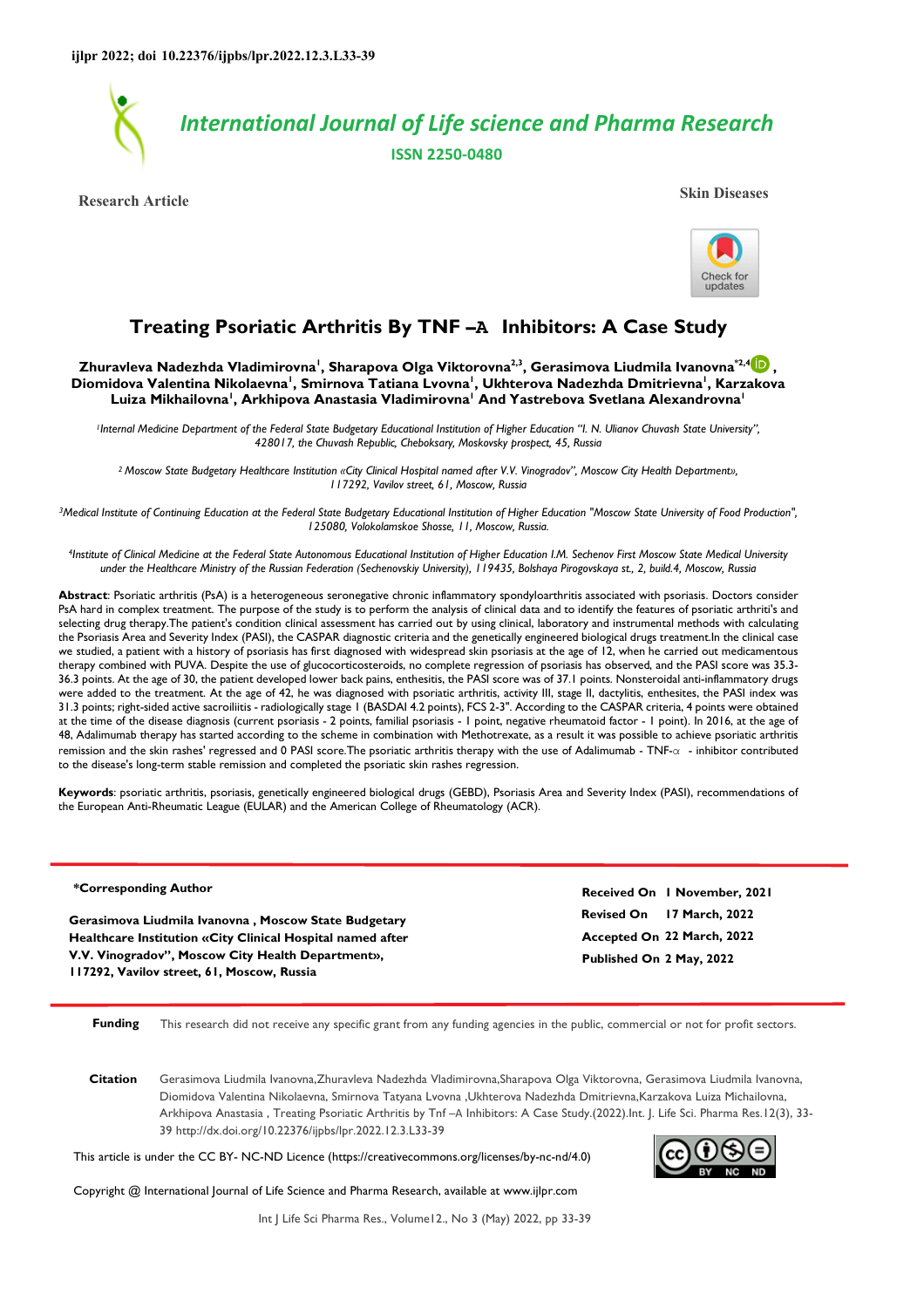ijlpr 2022; doi 10.22376/ijpbs/lpr.2022.12.3.L33-39

# International Journal of Life science and Pharma Research

**ISSN 2250-0480**

**Research Article** **Skin Diseases**

# Treating Psoriatic Arthritis By TNF –A Inhibitors: A Case Study

**Zhuravleva Nadezhda Vladimirovna[1], Sharapova Olga Viktorovna[2,3], Gerasimova Liudmila Ivanovna[*2,4], Diomidova Valentina Nikolaevna[1], Smirnova Tatiana Lvovna[1], Ukhterova Nadezhda Dmitrievna[1], Karzakova Luiza Mikhailovna[1], Arkhipova Anastasia Vladimirovna[1] And Yastrebova Svetlana Alexandrovna[1]**

*[1]Internal Medicine Department of the Federal State Budgetary Educational Institution of Higher Education "I. N. Ulianov Chuvash State University", 428017, the Chuvash Republic, Cheboksary, Moskovsky prospect, 45, Russia*

*[2] Moscow State Budgetary Healthcare Institution «City Clinical Hospital named after V.V. Vinogradov", Moscow City Health Department», 117292, Vavilov street, 61, Moscow, Russia*

*[3]Medical Institute of Continuing Education at the Federal State Budgetary Educational Institution of Higher Education "Moscow State University of Food Production", 125080, Volokolamskoe Shosse, 11, Moscow, Russia.*

*[4]Institute of Clinical Medicine at the Federal State Autonomous Educational Institution of Higher Education I.M. Sechenov First Moscow State Medical University under the Healthcare Ministry of the Russian Federation (Sechenovskiy University), 119435, Bolshaya Pirogovskaya st., 2, build.4, Moscow, Russia*

**Abstract**: Psoriatic arthritis (PsA) is a heterogeneous seronegative chronic inflammatory spondyloarthritis associated with psoriasis. Doctors consider PsA hard in complex treatment. The purpose of the study is to perform the analysis of clinical data and to identify the features of psoriatic arthriti's and selecting drug therapy.The patient's condition clinical assessment has carried out by using clinical, laboratory and instrumental methods with calculating the Psoriasis Area and Severity Index (PASI), the CASPAR diagnostic criteria and the genetically engineered biological drugs treatment.In the clinical case we studied, a patient with a history of psoriasis has first diagnosed with widespread skin psoriasis at the age of 12, when he carried out medicamentous therapy combined with PUVA. Despite the use of glucocorticosteroids, no complete regression of psoriasis has observed, and the PASI score was 35.3-36.3 points. At the age of 30, the patient developed lower back pains, enthesitis, the PASI score was of 37.1 points. Nonsteroidal anti-inflammatory drugs were added to the treatment. At the age of 42, he was diagnosed with psoriatic arthritis, activity III, stage II, dactylitis, enthesites, the PASI index was 31.3 points; right-sided active sacroiliitis - radiologically stage I (BASDAI 4.2 points), FCS 2-3". According to the CASPAR criteria, 4 points were obtained at the time of the disease diagnosis (current psoriasis - 2 points, familial psoriasis - 1 point, negative rheumatoid factor - 1 point). In 2016, at the age of 48, Adalimumab therapy has started according to the scheme in combination with Methotrexate, as a result it was possible to achieve psoriatic arthritis remission and the skin rashes' regressed and 0 PASI score.The psoriatic arthritis therapy with the use of Adalimumab - TNF-α - inhibitor contributed to the disease's long-term stable remission and completed the psoriatic skin rashes regression.

**Keywords**: psoriatic arthritis, psoriasis, genetically engineered biological drugs (GEBD), Psoriasis Area and Severity Index (PASI), recommendations of the European Anti-Rheumatic League (EULAR) and the American College of Rheumatology (ACR).

**\*Corresponding Author**

**Gerasimova Liudmila Ivanovna , Moscow State Budgetary Healthcare Institution «City Clinical Hospital named after V.V. Vinogradov", Moscow City Health Department», 117292, Vavilov street, 61, Moscow, Russia**

**Received On 1 November, 2021**
**Revised On 17 March, 2022**
**Accepted On 22 March, 2022**
**Published On 2 May, 2022**

**Funding** This research did not receive any specific grant from any funding agencies in the public, commercial or not for profit sectors.

**Citation** Gerasimova Liudmila Ivanovna,Zhuravleva Nadezhda Vladimirovna,Sharapova Olga Viktorovna, Gerasimova Liudmila Ivanovna, Diomidova Valentina Nikolaevna, Smirnova Tatyana Lvovna ,Ukhterova Nadezhda Dmitrievna,Karzakova Luiza Michailovna, Arkhipova Anastasia , Treating Psoriatic Arthritis by Tnf –A Inhibitors: A Case Study.(2022).Int. J. Life Sci. Pharma Res.12(3), 33-39 http://dx.doi.org/10.22376/ijpbs/lpr.2022.12.3.L33-39

This article is under the CC BY- NC-ND Licence (https://creativecommons.org/licenses/by-nc-nd/4.0)

Copyright @ International Journal of Life Science and Pharma Research, available at www.ijlpr.com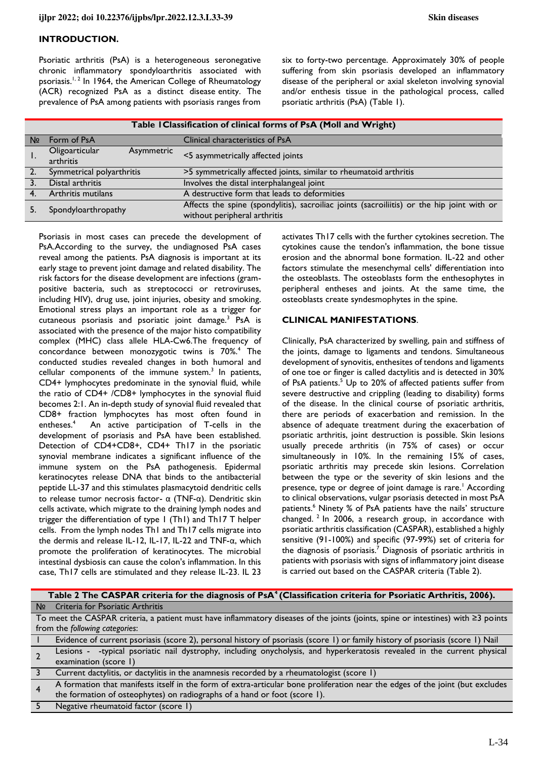## INTRODUCTION.

Psoriatic arthritis (PsA) is a heterogeneous seronegative chronic inflammatory spondyloarthritis associated with psoriasis.[1, 2] In 1964, the American College of Rheumatology (ACR) recognized PsA as a distinct disease entity. The prevalence of PsA among patients with psoriasis ranges from six to forty-two percentage. Approximately 30% of people suffering from skin psoriasis developed an inflammatory disease of the peripheral or axial skeleton involving synovial and/or enthesis tissue in the pathological process, called psoriatic arthritis (PsA) (Table 1).

**Table 1 Classification of clinical forms of PsA (Moll and Wright)**

| № | Form of PsA | Clinical characteristics of PsA |
|---|---|---|
| 1. | Oligoarticular Asymmetric arthritis | <5 asymmetrically affected joints |
| 2. | Symmetrical polyarthritis | >5 symmetrically affected joints, similar to rheumatoid arthritis |
| 3. | Distal arthritis | Involves the distal interphalangeal joint |
| 4. | Arthritis mutilans | A destructive form that leads to deformities |
| 5. | Spondyloarthropathy | Affects the spine (spondylitis), sacroiliac joints (sacroiliitis) or the hip joint with or without peripheral arthritis |

Psoriasis in most cases can precede the development of PsA.According to the survey, the undiagnosed PsA cases reveal among the patients. PsA diagnosis is important at its early stage to prevent joint damage and related disability. The risk factors for the disease development are infections (gram-positive bacteria, such as streptococci or retroviruses, including HIV), drug use, joint injuries, obesity and smoking. Emotional stress plays an important role as a trigger for cutaneous psoriasis and psoriatic joint damage.[3] PsA is associated with the presence of the major histo compatibility complex (MHC) class allele HLA-Cw6.The frequency of concordance between monozygotic twins is 70%.[4] The conducted studies revealed changes in both humoral and cellular components of the immune system.[3] In patients, CD4+ lymphocytes predominate in the synovial fluid, while the ratio of CD4+ /CD8+ lymphocytes in the synovial fluid becomes 2:1. An in-depth study of synovial fluid revealed that CD8+ fraction lymphocytes has most often found in entheses.[4] An active participation of T-cells in the development of psoriasis and PsA have been established. Detection of CD4+CD8+, CD4+ Th17 in the psoriatic synovial membrane indicates a significant influence of the immune system on the PsA pathogenesis. Epidermal keratinocytes release DNA that binds to the antibacterial peptide LL-37 and this stimulates plasmacytoid dendritic cells to release tumor necrosis factor- α (TNF-α). Dendritic skin cells activate, which migrate to the draining lymph nodes and trigger the differentiation of type 1 (Th1) and Th17 T helper cells. From the lymph nodes Th1 and Th17 cells migrate into the dermis and release IL-12, IL-17, IL-22 and TNF-α, which promote the proliferation of keratinocytes. The microbial intestinal dysbiosis can cause the colon's inflammation. In this case, Th17 cells are stimulated and they release IL-23. IL 23 activates Th17 cells with the further cytokines secretion. The cytokines cause the tendon's inflammation, the bone tissue erosion and the abnormal bone formation. IL-22 and other factors stimulate the mesenchymal cells' differentiation into the osteoblasts. The osteoblasts form the enthesophytes in peripheral entheses and joints. At the same time, the osteoblasts create syndesmophytes in the spine.

## CLINICAL MANIFESTATIONS.

Clinically, PsA characterized by swelling, pain and stiffness of the joints, damage to ligaments and tendons. Simultaneous development of synovitis, enthesites of tendons and ligaments of one toe or finger is called dactylitis and is detected in 30% of PsA patients.[5] Up to 20% of affected patients suffer from severe destructive and crippling (leading to disability) forms of the disease. In the clinical course of psoriatic arthritis, there are periods of exacerbation and remission. In the absence of adequate treatment during the exacerbation of psoriatic arthritis, joint destruction is possible. Skin lesions usually precede arthritis (in 75% of cases) or occur simultaneously in 10%. In the remaining 15% of cases, psoriatic arthritis may precede skin lesions. Correlation between the type or the severity of skin lesions and the presence, type or degree of joint damage is rare.[1] According to clinical observations, vulgar psoriasis detected in most PsA patients.[6] Ninety % of PsA patients have the nails' structure changed. [2] In 2006, a research group, in accordance with psoriatic arthritis classification (CASPAR), established a highly sensitive (91-100%) and specific (97-99%) set of criteria for the diagnosis of psoriasis.[7] Diagnosis of psoriatic arthritis in patients with psoriasis with signs of inflammatory joint disease is carried out based on the CASPAR criteria (Table 2).

**Table 2 The CASPAR criteria for the diagnosis of PsA[4] (Classification criteria for Psoriatic Arthritis, 2006).**

| № | Criteria for Psoriatic Arthritis |
|---|---|
| | To meet the CASPAR criteria, a patient must have inflammatory diseases of the joints (joints, spine or intestines) with ≥3 points from the *following categories*: |
| 1 | Evidence of current psoriasis (score 2), personal history of psoriasis (score 1) or family history of psoriasis (score 1) Nail |
| 2 | Lesions - -typical psoriatic nail dystrophy, including onycholysis, and hyperkeratosis revealed in the current physical examination (score 1) |
| 3 | Current dactylitis, or dactylitis in the anamnesis recorded by a rheumatologist (score 1) |
| 4 | A formation that manifests itself in the form of extra-articular bone proliferation near the edges of the joint (but excludes the formation of osteophytes) on radiographs of a hand or foot (score 1). |
| 5 | Negative rheumatoid factor (score 1) |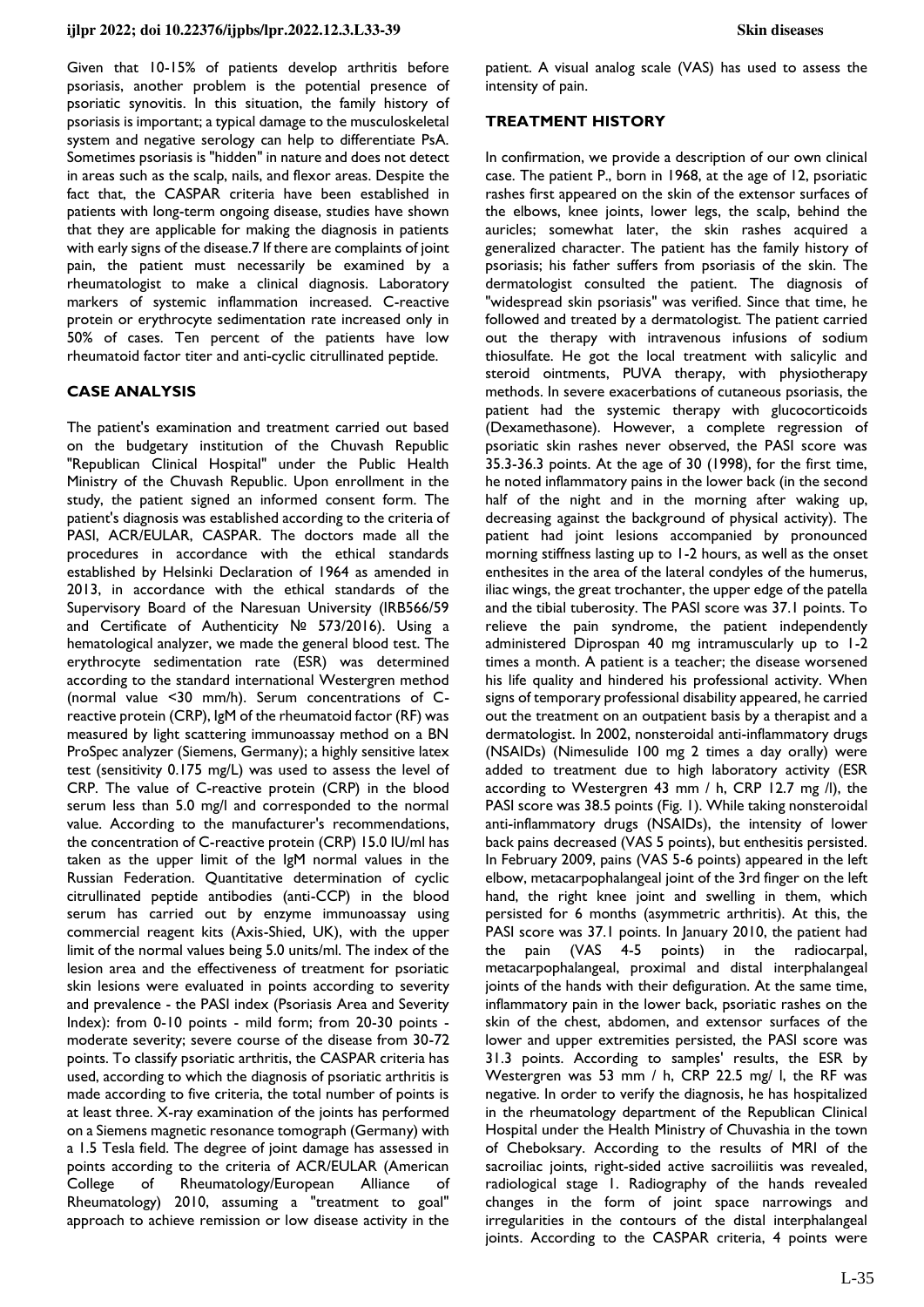Given that 10-15% of patients develop arthritis before psoriasis, another problem is the potential presence of psoriatic synovitis. In this situation, the family history of psoriasis is important; a typical damage to the musculoskeletal system and negative serology can help to differentiate PsA. Sometimes psoriasis is "hidden" in nature and does not detect in areas such as the scalp, nails, and flexor areas. Despite the fact that, the CASPAR criteria have been established in patients with long-term ongoing disease, studies have shown that they are applicable for making the diagnosis in patients with early signs of the disease.7 If there are complaints of joint pain, the patient must necessarily be examined by a rheumatologist to make a clinical diagnosis. Laboratory markers of systemic inflammation increased. C-reactive protein or erythrocyte sedimentation rate increased only in 50% of cases. Ten percent of the patients have low rheumatoid factor titer and anti-cyclic citrullinated peptide.

## CASE ANALYSIS

The patient's examination and treatment carried out based on the budgetary institution of the Chuvash Republic "Republican Clinical Hospital" under the Public Health Ministry of the Chuvash Republic. Upon enrollment in the study, the patient signed an informed consent form. The patient's diagnosis was established according to the criteria of PASI, ACR/EULAR, CASPAR. The doctors made all the procedures in accordance with the ethical standards established by Helsinki Declaration of 1964 as amended in 2013, in accordance with the ethical standards of the Supervisory Board of the Naresuan University (IRB566/59 and Certificate of Authenticity № 573/2016). Using a hematological analyzer, we made the general blood test. The erythrocyte sedimentation rate (ESR) was determined according to the standard international Westergren method (normal value <30 mm/h). Serum concentrations of C-reactive protein (CRP), IgM of the rheumatoid factor (RF) was measured by light scattering immunoassay method on a BN ProSpec analyzer (Siemens, Germany); a highly sensitive latex test (sensitivity 0.175 mg/L) was used to assess the level of CRP. The value of C-reactive protein (CRP) in the blood serum less than 5.0 mg/l and corresponded to the normal value. According to the manufacturer's recommendations, the concentration of C-reactive protein (CRP) 15.0 IU/ml has taken as the upper limit of the IgM normal values in the Russian Federation. Quantitative determination of cyclic citrullinated peptide antibodies (anti-CCP) in the blood serum has carried out by enzyme immunoassay using commercial reagent kits (Axis-Shied, UK), with the upper limit of the normal values being 5.0 units/ml. The index of the lesion area and the effectiveness of treatment for psoriatic skin lesions were evaluated in points according to severity and prevalence - the PASI index (Psoriasis Area and Severity Index): from 0-10 points - mild form; from 20-30 points - moderate severity; severe course of the disease from 30-72 points. To classify psoriatic arthritis, the CASPAR criteria has used, according to which the diagnosis of psoriatic arthritis is made according to five criteria, the total number of points is at least three. X-ray examination of the joints has performed on a Siemens magnetic resonance tomograph (Germany) with a 1.5 Tesla field. The degree of joint damage has assessed in points according to the criteria of ACR/EULAR (American College of Rheumatology/European Alliance of Rheumatology) 2010, assuming a "treatment to goal" approach to achieve remission or low disease activity in the patient. A visual analog scale (VAS) has used to assess the intensity of pain.

## TREATMENT HISTORY

In confirmation, we provide a description of our own clinical case. The patient P., born in 1968, at the age of 12, psoriatic rashes first appeared on the skin of the extensor surfaces of the elbows, knee joints, lower legs, the scalp, behind the auricles; somewhat later, the skin rashes acquired a generalized character. The patient has the family history of psoriasis; his father suffers from psoriasis of the skin. The dermatologist consulted the patient. The diagnosis of "widespread skin psoriasis" was verified. Since that time, he followed and treated by a dermatologist. The patient carried out the therapy with intravenous infusions of sodium thiosulfate. He got the local treatment with salicylic and steroid ointments, PUVA therapy, with physiotherapy methods. In severe exacerbations of cutaneous psoriasis, the patient had the systemic therapy with glucocorticoids (Dexamethasone). However, a complete regression of psoriatic skin rashes never observed, the PASI score was 35.3-36.3 points. At the age of 30 (1998), for the first time, he noted inflammatory pains in the lower back (in the second half of the night and in the morning after waking up, decreasing against the background of physical activity). The patient had joint lesions accompanied by pronounced morning stiffness lasting up to 1-2 hours, as well as the onset enthesites in the area of the lateral condyles of the humerus, iliac wings, the great trochanter, the upper edge of the patella and the tibial tuberosity. The PASI score was 37.1 points. To relieve the pain syndrome, the patient independently administered Diprospan 40 mg intramuscularly up to 1-2 times a month. A patient is a teacher; the disease worsened his life quality and hindered his professional activity. When signs of temporary professional disability appeared, he carried out the treatment on an outpatient basis by a therapist and a dermatologist. In 2002, nonsteroidal anti-inflammatory drugs (NSAIDs) (Nimesulide 100 mg 2 times a day orally) were added to treatment due to high laboratory activity (ESR according to Westergren 43 mm / h, CRP 12.7 mg /l), the PASI score was 38.5 points (Fig. 1). While taking nonsteroidal anti-inflammatory drugs (NSAIDs), the intensity of lower back pains decreased (VAS 5 points), but enthesitis persisted. In February 2009, pains (VAS 5-6 points) appeared in the left elbow, metacarpophalangeal joint of the 3rd finger on the left hand, the right knee joint and swelling in them, which persisted for 6 months (asymmetric arthritis). At this, the PASI score was 37.1 points. In January 2010, the patient had the pain (VAS 4-5 points) in the radiocarpal, metacarpophalangeal, proximal and distal interphalangeal joints of the hands with their defiguration. At the same time, inflammatory pain in the lower back, psoriatic rashes on the skin of the chest, abdomen, and extensor surfaces of the lower and upper extremities persisted, the PASI score was 31.3 points. According to samples' results, the ESR by Westergren was 53 mm / h, CRP 22.5 mg/ l, the RF was negative. In order to verify the diagnosis, he has hospitalized in the rheumatology department of the Republican Clinical Hospital under the Health Ministry of Chuvashia in the town of Cheboksary. According to the results of MRI of the sacroiliac joints, right-sided active sacroiliitis was revealed, radiological stage 1. Radiography of the hands revealed changes in the form of joint space narrowings and irregularities in the contours of the distal interphalangeal joints. According to the CASPAR criteria, 4 points were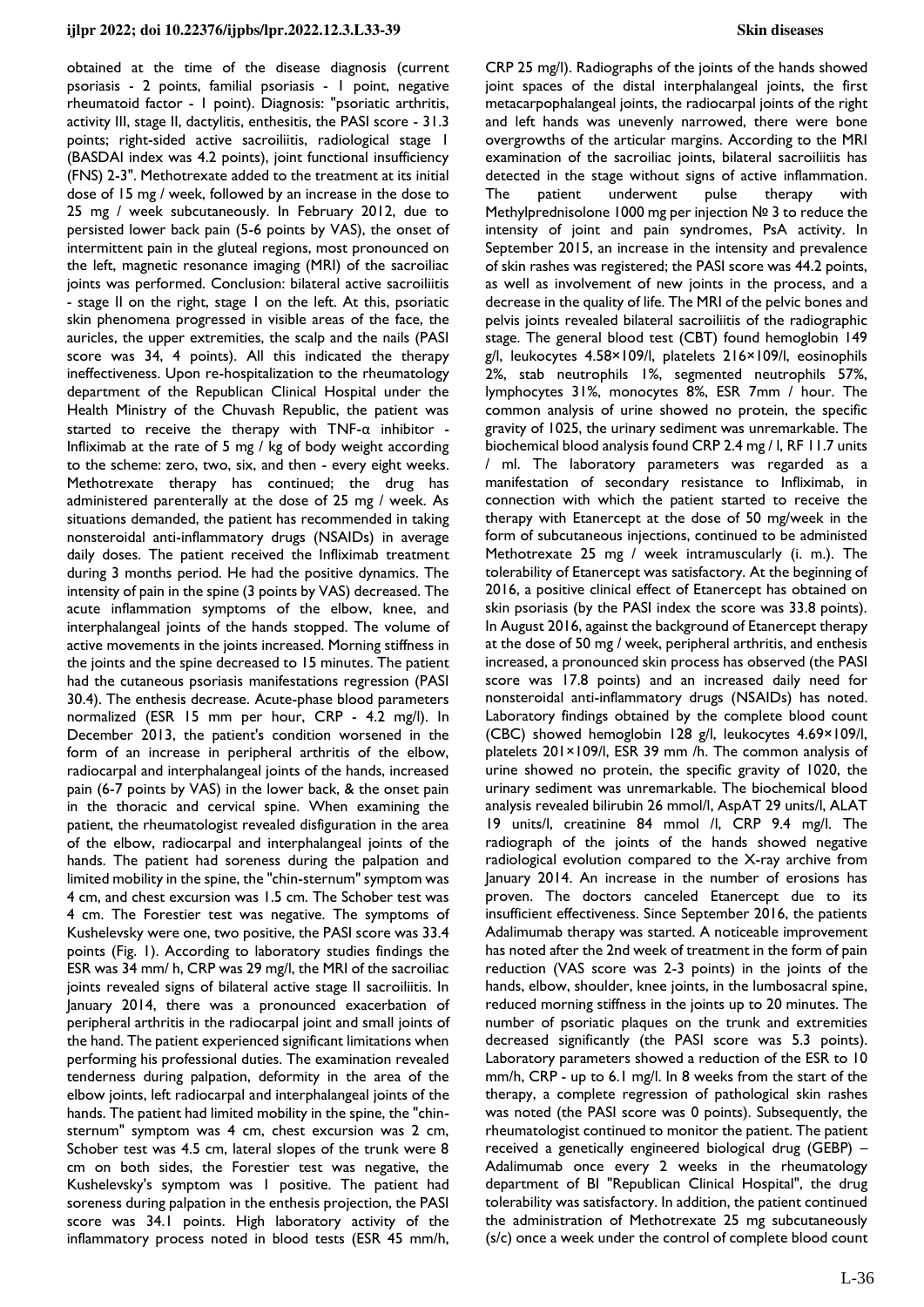obtained at the time of the disease diagnosis (current psoriasis - 2 points, familial psoriasis - 1 point, negative rheumatoid factor - 1 point). Diagnosis: "psoriatic arthritis, activity III, stage II, dactylitis, enthesitis, the PASI score - 31.3 points; right-sided active sacroiliitis, radiological stage 1 (BASDAI index was 4.2 points), joint functional insufficiency (FNS) 2-3". Methotrexate added to the treatment at its initial dose of 15 mg / week, followed by an increase in the dose to 25 mg / week subcutaneously. In February 2012, due to persisted lower back pain (5-6 points by VAS), the onset of intermittent pain in the gluteal regions, most pronounced on the left, magnetic resonance imaging (MRI) of the sacroiliac joints was performed. Conclusion: bilateral active sacroiliitis - stage II on the right, stage 1 on the left. At this, psoriatic skin phenomena progressed in visible areas of the face, the auricles, the upper extremities, the scalp and the nails (PASI score was 34, 4 points). All this indicated the therapy ineffectiveness. Upon re-hospitalization to the rheumatology department of the Republican Clinical Hospital under the Health Ministry of the Chuvash Republic, the patient was started to receive the therapy with TNF-α inhibitor - Infliximab at the rate of 5 mg / kg of body weight according to the scheme: zero, two, six, and then - every eight weeks. Methotrexate therapy has continued; the drug has administered parenterally at the dose of 25 mg / week. As situations demanded, the patient has recommended in taking nonsteroidal anti-inflammatory drugs (NSAIDs) in average daily doses. The patient received the Infliximab treatment during 3 months period. He had the positive dynamics. The intensity of pain in the spine (3 points by VAS) decreased. The acute inflammation symptoms of the elbow, knee, and interphalangeal joints of the hands stopped. The volume of active movements in the joints increased. Morning stiffness in the joints and the spine decreased to 15 minutes. The patient had the cutaneous psoriasis manifestations regression (PASI 30.4). The enthesis decrease. Acute-phase blood parameters normalized (ESR 15 mm per hour, CRP - 4.2 mg/l). In December 2013, the patient's condition worsened in the form of an increase in peripheral arthritis of the elbow, radiocarpal and interphalangeal joints of the hands, increased pain (6-7 points by VAS) in the lower back, & the onset pain in the thoracic and cervical spine. When examining the patient, the rheumatologist revealed disfiguration in the area of the elbow, radiocarpal and interphalangeal joints of the hands. The patient had soreness during the palpation and limited mobility in the spine, the "chin-sternum" symptom was 4 cm, and chest excursion was 1.5 cm. The Schober test was 4 cm. The Forestier test was negative. The symptoms of Kushelevsky were one, two positive, the PASI score was 33.4 points (Fig. 1). According to laboratory studies findings the ESR was 34 mm/ h, CRP was 29 mg/l, the MRI of the sacroiliac joints revealed signs of bilateral active stage II sacroiliitis. In January 2014, there was a pronounced exacerbation of peripheral arthritis in the radiocarpal joint and small joints of the hand. The patient experienced significant limitations when performing his professional duties. The examination revealed tenderness during palpation, deformity in the area of the elbow joints, left radiocarpal and interphalangeal joints of the hands. The patient had limited mobility in the spine, the "chin-sternum" symptom was 4 cm, chest excursion was 2 cm, Schober test was 4.5 cm, lateral slopes of the trunk were 8 cm on both sides, the Forestier test was negative, the Kushelevsky's symptom was 1 positive. The patient had soreness during palpation in the enthesis projection, the PASI score was 34.1 points. High laboratory activity of the inflammatory process noted in blood tests (ESR 45 mm/h, CRP 25 mg/l). Radiographs of the joints of the hands showed joint spaces of the distal interphalangeal joints, the first metacarpophalangeal joints, the radiocarpal joints of the right and left hands was unevenly narrowed, there were bone overgrowths of the articular margins. According to the MRI examination of the sacroiliac joints, bilateral sacroiliitis has detected in the stage without signs of active inflammation. The patient underwent pulse therapy with Methylprednisolone 1000 mg per injection № 3 to reduce the intensity of joint and pain syndromes, PsA activity. In September 2015, an increase in the intensity and prevalence of skin rashes was registered; the PASI score was 44.2 points, as well as involvement of new joints in the process, and a decrease in the quality of life. The MRI of the pelvic bones and pelvis joints revealed bilateral sacroiliitis of the radiographic stage. The general blood test (CBT) found hemoglobin 149 g/l, leukocytes 4.58×109/l, platelets 216×109/l, eosinophils 2%, stab neutrophils 1%, segmented neutrophils 57%, lymphocytes 31%, monocytes 8%, ESR 7mm / hour. The common analysis of urine showed no protein, the specific gravity of 1025, the urinary sediment was unremarkable. The biochemical blood analysis found CRP 2.4 mg / l, RF 11.7 units / ml. The laboratory parameters was regarded as a manifestation of secondary resistance to Infliximab, in connection with which the patient started to receive the therapy with Etanercept at the dose of 50 mg/week in the form of subcutaneous injections, continued to be administed Methotrexate 25 mg / week intramuscularly (i. m.). The tolerability of Etanercept was satisfactory. At the beginning of 2016, a positive clinical effect of Etanercept has obtained on skin psoriasis (by the PASI index the score was 33.8 points). In August 2016, against the background of Etanercept therapy at the dose of 50 mg / week, peripheral arthritis, and enthesis increased, a pronounced skin process has observed (the PASI score was 17.8 points) and an increased daily need for nonsteroidal anti-inflammatory drugs (NSAIDs) has noted. Laboratory findings obtained by the complete blood count (CBC) showed hemoglobin 128 g/l, leukocytes 4.69×109/l, platelets 201×109/l, ESR 39 mm /h. The common analysis of urine showed no protein, the specific gravity of 1020, the urinary sediment was unremarkable. The biochemical blood analysis revealed bilirubin 26 mmol/l, AspAT 29 units/l, ALAT 19 units/l, creatinine 84 mmol /l, CRP 9.4 mg/l. The radiograph of the joints of the hands showed negative radiological evolution compared to the X-ray archive from January 2014. An increase in the number of erosions has proven. The doctors canceled Etanercept due to its insufficient effectiveness. Since September 2016, the patients Adalimumab therapy was started. A noticeable improvement has noted after the 2nd week of treatment in the form of pain reduction (VAS score was 2-3 points) in the joints of the hands, elbow, shoulder, knee joints, in the lumbosacral spine, reduced morning stiffness in the joints up to 20 minutes. The number of psoriatic plaques on the trunk and extremities decreased significantly (the PASI score was 5.3 points). Laboratory parameters showed a reduction of the ESR to 10 mm/h, CRP - up to 6.1 mg/l. In 8 weeks from the start of the therapy, a complete regression of pathological skin rashes was noted (the PASI score was 0 points). Subsequently, the rheumatologist continued to monitor the patient. The patient received a genetically engineered biological drug (GEBP) – Adalimumab once every 2 weeks in the rheumatology department of BI "Republican Clinical Hospital", the drug tolerability was satisfactory. In addition, the patient continued the administration of Methotrexate 25 mg subcutaneously (s/c) once a week under the control of complete blood count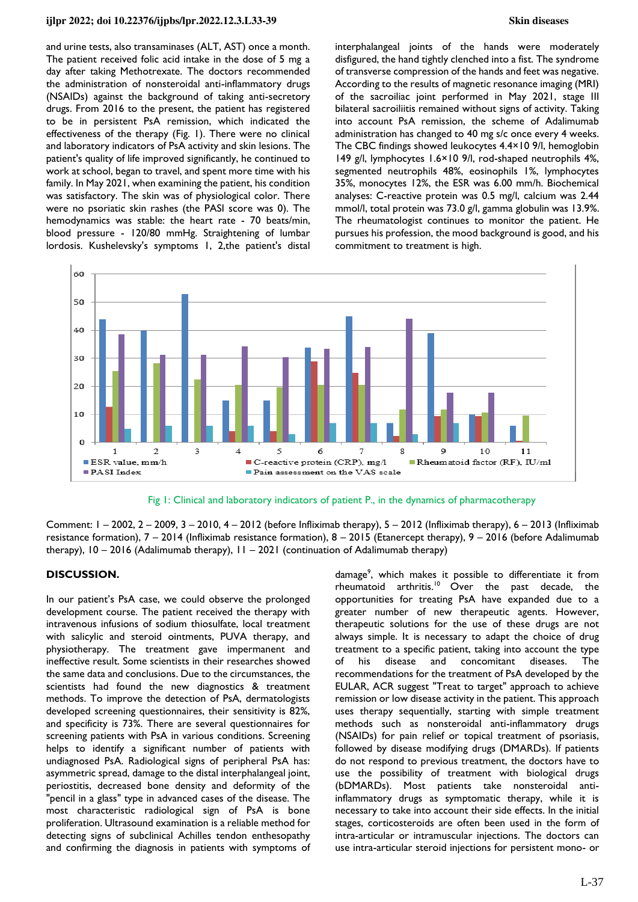and urine tests, also transaminases (ALT, AST) once a month. The patient received folic acid intake in the dose of 5 mg a day after taking Methotrexate. The doctors recommended the administration of nonsteroidal anti-inflammatory drugs (NSAIDs) against the background of taking anti-secretory drugs. From 2016 to the present, the patient has registered to be in persistent PsA remission, which indicated the effectiveness of the therapy (Fig. 1). There were no clinical and laboratory indicators of PsA activity and skin lesions. The patient's quality of life improved significantly, he continued to work at school, began to travel, and spent more time with his family. In May 2021, when examining the patient, his condition was satisfactory. The skin was of physiological color. There were no psoriatic skin rashes (the PASI score was 0). The hemodynamics was stable: the heart rate - 70 beats/min, blood pressure - 120/80 mmHg. Straightening of lumbar lordosis. Kushelevsky's symptoms 1, 2,the patient's distal interphalangeal joints of the hands were moderately disfigured, the hand tightly clenched into a fist. The syndrome of transverse compression of the hands and feet was negative. According to the results of magnetic resonance imaging (MRI) of the sacroiliac joint performed in May 2021, stage III bilateral sacroiliitis remained without signs of activity. Taking into account PsA remission, the scheme of Adalimumab administration has changed to 40 mg s/c once every 4 weeks. The CBC findings showed leukocytes 4.4×10 9/l, hemoglobin 149 g/l, lymphocytes 1.6×10 9/l, rod-shaped neutrophils 4%, segmented neutrophils 48%, eosinophils 1%, lymphocytes 35%, monocytes 12%, the ESR was 6.00 mm/h. Biochemical analyses: C-reactive protein was 0.5 mg/l, calcium was 2.44 mmol/l, total protein was 73.0 g/l, gamma globulin was 13.9%. The rheumatologist continues to monitor the patient. He pursues his profession, the mood background is good, and his commitment to treatment is high.

Fig 1: Clinical and laboratory indicators of patient P., in the dynamics of pharmacotherapy

Comment: 1 – 2002, 2 – 2009, 3 – 2010, 4 – 2012 (before Infliximab therapy), 5 – 2012 (Infliximab therapy), 6 – 2013 (Infliximab resistance formation), 7 – 2014 (Infliximab resistance formation), 8 – 2015 (Etanercept therapy), 9 – 2016 (before Adalimumab therapy), 10 – 2016 (Adalimumab therapy), 11 – 2021 (continuation of Adalimumab therapy)

## DISCUSSION.

In our patient's PsA case, we could observe the prolonged development course. The patient received the therapy with intravenous infusions of sodium thiosulfate, local treatment with salicylic and steroid ointments, PUVA therapy, and physiotherapy. The treatment gave impermanent and ineffective result. Some scientists in their researches showed the same data and conclusions. Due to the circumstances, the scientists had found the new diagnostics & treatment methods. To improve the detection of PsA, dermatologists developed screening questionnaires, their sensitivity is 82%, and specificity is 73%. There are several questionnaires for screening patients with PsA in various conditions. Screening helps to identify a significant number of patients with undiagnosed PsA. Radiological signs of peripheral PsA has: asymmetric spread, damage to the distal interphalangeal joint, periostitis, decreased bone density and deformity of the "pencil in a glass" type in advanced cases of the disease. The most characteristic radiological sign of PsA is bone proliferation. Ultrasound examination is a reliable method for detecting signs of subclinical Achilles tendon enthesopathy and confirming the diagnosis in patients with symptoms of damage[9], which makes it possible to differentiate it from rheumatoid arthritis.[10] Over the past decade, the opportunities for treating PsA have expanded due to a greater number of new therapeutic agents. However, therapeutic solutions for the use of these drugs are not always simple. It is necessary to adapt the choice of drug treatment to a specific patient, taking into account the type of his disease and concomitant diseases. The recommendations for the treatment of PsA developed by the EULAR, ACR suggest "Treat to target" approach to achieve remission or low disease activity in the patient. This approach uses therapy sequentially, starting with simple treatment methods such as nonsteroidal anti-inflammatory drugs (NSAIDs) for pain relief or topical treatment of psoriasis, followed by disease modifying drugs (DMARDs). If patients do not respond to previous treatment, the doctors have to use the possibility of treatment with biological drugs (bDMARDs). Most patients take nonsteroidal anti-inflammatory drugs as symptomatic therapy, while it is necessary to take into account their side effects. In the initial stages, corticosteroids are often been used in the form of intra-articular or intramuscular injections. The doctors can use intra-articular steroid injections for persistent mono- or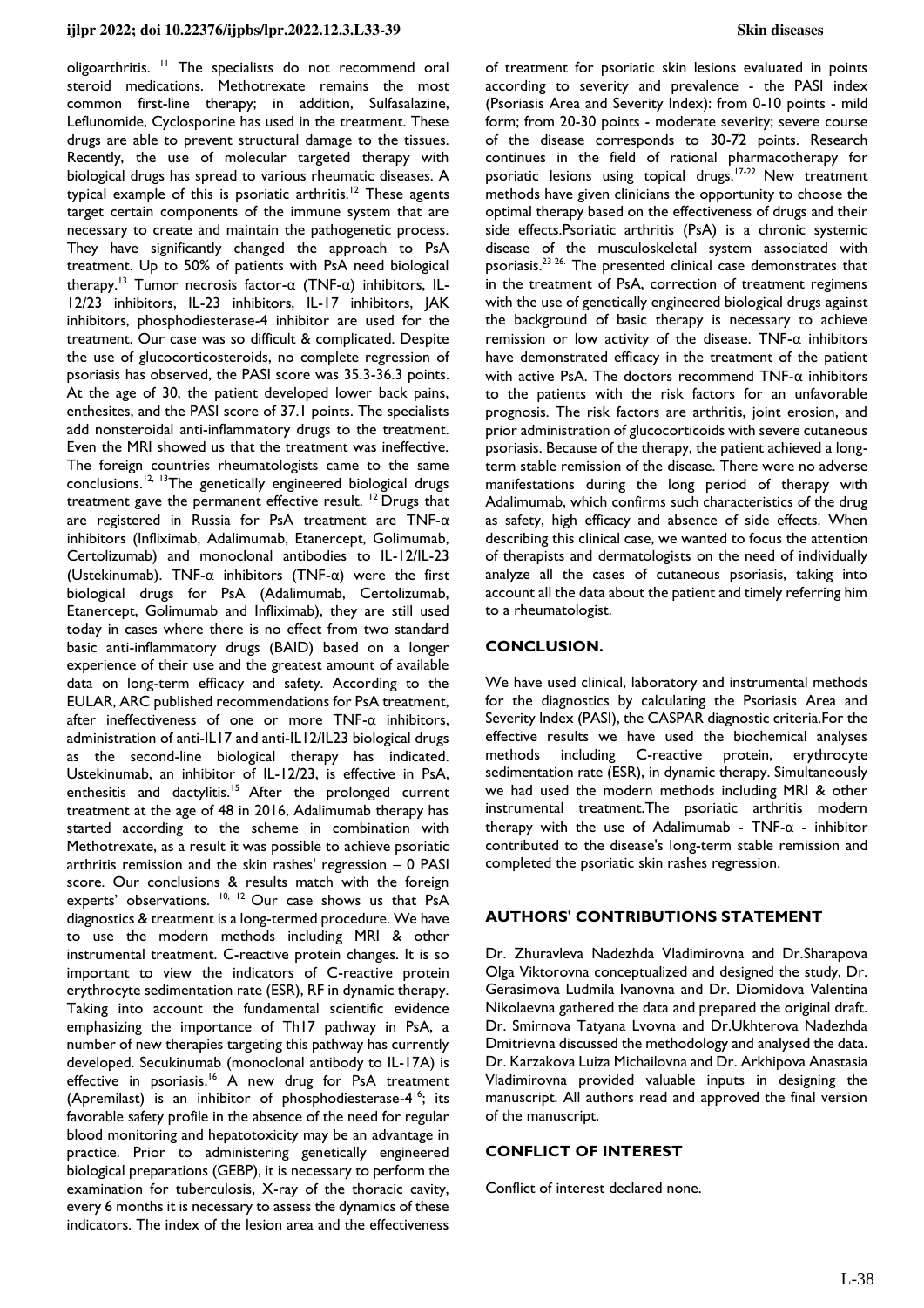oligoarthritis. [11] The specialists do not recommend oral steroid medications. Methotrexate remains the most common first-line therapy; in addition, Sulfasalazine, Leflunomide, Cyclosporine has used in the treatment. These drugs are able to prevent structural damage to the tissues. Recently, the use of molecular targeted therapy with biological drugs has spread to various rheumatic diseases. A typical example of this is psoriatic arthritis.[12] These agents target certain components of the immune system that are necessary to create and maintain the pathogenetic process. They have significantly changed the approach to PsA treatment. Up to 50% of patients with PsA need biological therapy.[13] Tumor necrosis factor-α (TNF-α) inhibitors, IL-12/23 inhibitors, IL-23 inhibitors, IL-17 inhibitors, JAK inhibitors, phosphodiesterase-4 inhibitor are used for the treatment. Our case was so difficult & complicated. Despite the use of glucocorticosteroids, no complete regression of psoriasis has observed, the PASI score was 35.3-36.3 points. At the age of 30, the patient developed lower back pains, enthesites, and the PASI score of 37.1 points. The specialists add nonsteroidal anti-inflammatory drugs to the treatment. Even the MRI showed us that the treatment was ineffective. The foreign countries rheumatologists came to the same conclusions.[12, 13]The genetically engineered biological drugs treatment gave the permanent effective result. [12] Drugs that are registered in Russia for PsA treatment are TNF-α inhibitors (Infliximab, Adalimumab, Etanercept, Golimumab, Certolizumab) and monoclonal antibodies to IL-12/IL-23 (Ustekinumab). TNF-α inhibitors (TNF-α) were the first biological drugs for PsA (Adalimumab, Certolizumab, Etanercept, Golimumab and Infliximab), they are still used today in cases where there is no effect from two standard basic anti-inflammatory drugs (BAID) based on a longer experience of their use and the greatest amount of available data on long-term efficacy and safety. According to the EULAR, ARC published recommendations for PsA treatment, after ineffectiveness of one or more TNF-α inhibitors, administration of anti-IL17 and anti-IL12/IL23 biological drugs as the second-line biological therapy has indicated. Ustekinumab, an inhibitor of IL-12/23, is effective in PsA, enthesitis and dactylitis.[15] After the prolonged current treatment at the age of 48 in 2016, Adalimumab therapy has started according to the scheme in combination with Methotrexate, as a result it was possible to achieve psoriatic arthritis remission and the skin rashes' regression – 0 PASI score. Our conclusions & results match with the foreign experts' observations. [10, 12] Our case shows us that PsA diagnostics & treatment is a long-termed procedure. We have to use the modern methods including MRI & other instrumental treatment. C-reactive protein changes. It is so important to view the indicators of C-reactive protein erythrocyte sedimentation rate (ESR), RF in dynamic therapy. Taking into account the fundamental scientific evidence emphasizing the importance of Th17 pathway in PsA, a number of new therapies targeting this pathway has currently developed. Secukinumab (monoclonal antibody to IL-17A) is effective in psoriasis.[16] A new drug for PsA treatment (Apremilast) is an inhibitor of phosphodiesterase-4[16]; its favorable safety profile in the absence of the need for regular blood monitoring and hepatotoxicity may be an advantage in practice. Prior to administering genetically engineered biological preparations (GEBP), it is necessary to perform the examination for tuberculosis, X-ray of the thoracic cavity, every 6 months it is necessary to assess the dynamics of these indicators. The index of the lesion area and the effectiveness of treatment for psoriatic skin lesions evaluated in points according to severity and prevalence - the PASI index (Psoriasis Area and Severity Index): from 0-10 points - mild form; from 20-30 points - moderate severity; severe course of the disease corresponds to 30-72 points. Research continues in the field of rational pharmacotherapy for psoriatic lesions using topical drugs.[17-22] New treatment methods have given clinicians the opportunity to choose the optimal therapy based on the effectiveness of drugs and their side effects.Psoriatic arthritis (PsA) is a chronic systemic disease of the musculoskeletal system associated with psoriasis.[23-26.] The presented clinical case demonstrates that in the treatment of PsA, correction of treatment regimens with the use of genetically engineered biological drugs against the background of basic therapy is necessary to achieve remission or low activity of the disease. TNF-α inhibitors have demonstrated efficacy in the treatment of the patient with active PsA. The doctors recommend TNF-α inhibitors to the patients with the risk factors for an unfavorable prognosis. The risk factors are arthritis, joint erosion, and prior administration of glucocorticoids with severe cutaneous psoriasis. Because of the therapy, the patient achieved a long-term stable remission of the disease. There were no adverse manifestations during the long period of therapy with Adalimumab, which confirms such characteristics of the drug as safety, high efficacy and absence of side effects. When describing this clinical case, we wanted to focus the attention of therapists and dermatologists on the need of individually analyze all the cases of cutaneous psoriasis, taking into account all the data about the patient and timely referring him to a rheumatologist.

## CONCLUSION.

We have used clinical, laboratory and instrumental methods for the diagnostics by calculating the Psoriasis Area and Severity Index (PASI), the CASPAR diagnostic criteria.For the effective results we have used the biochemical analyses methods including C-reactive protein, erythrocyte sedimentation rate (ESR), in dynamic therapy. Simultaneously we had used the modern methods including MRI & other instrumental treatment.The psoriatic arthritis modern therapy with the use of Adalimumab - TNF-α - inhibitor contributed to the disease's long-term stable remission and completed the psoriatic skin rashes regression.

## AUTHORS' CONTRIBUTIONS STATEMENT

Dr. Zhuravleva Nadezhda Vladimirovna and Dr.Sharapova Olga Viktorovna conceptualized and designed the study, Dr. Gerasimova Ludmila Ivanovna and Dr. Diomidova Valentina Nikolaevna gathered the data and prepared the original draft. Dr. Smirnova Tatyana Lvovna and Dr.Ukhterova Nadezhda Dmitrievna discussed the methodology and analysed the data. Dr. Karzakova Luiza Michailovna and Dr. Arkhipova Anastasia Vladimirovna provided valuable inputs in designing the manuscript. All authors read and approved the final version of the manuscript.

## CONFLICT OF INTEREST

Conflict of interest declared none.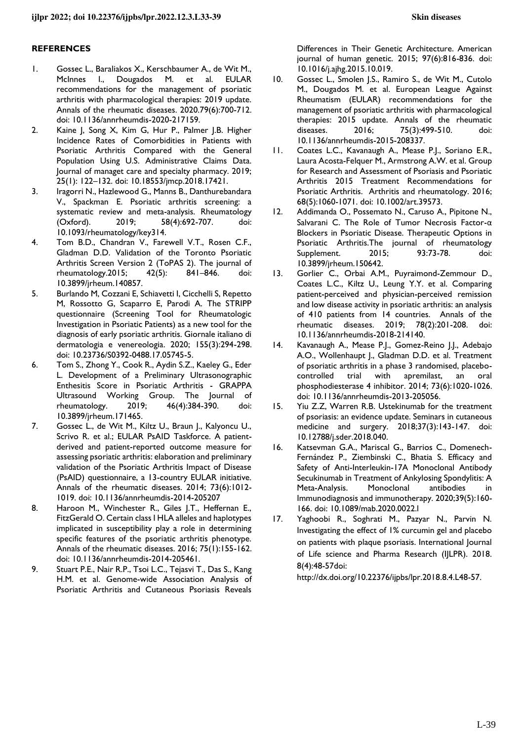## REFERENCES

1. Gossec L., Baraliakos X., Kerschbaumer A., de Wit M., McInnes I., Dougados M. et al. EULAR recommendations for the management of psoriatic arthritis with pharmacological therapies: 2019 update. Annals of the rheumatic diseases. 2020.79(6):700-712. doi: 10.1136/annrheumdis-2020-217159.
2. Kaine J, Song X, Kim G, Hur P., Palmer J.B. Higher Incidence Rates of Comorbidities in Patients with Psoriatic Arthritis Compared with the General Population Using U.S. Administrative Claims Data. Journal of managet care and specialty pharmacy. 2019; 25(1): 122–132. doi: 10.18553/jmcp.2018.17421.
3. Iragorri N., Hazlewood G., Manns B., Danthurebandara V., Spackman E. Psoriatic arthritis screening: a systematic review and meta-analysis. Rheumatology (Oxford). 2019; 58(4):692-707. doi: 10.1093/rheumatology/key314.
4. Tom B.D., Chandran V., Farewell V.T., Rosen C.F., Gladman D.D. Validation of the Toronto Psoriatic Arthritis Screen Version 2 (ToPAS 2). The journal of rheumatology.2015; 42(5): 841–846. doi: 10.3899/jrheum.140857.
5. Burlando M, Cozzani E, Schiavetti I, Cicchelli S, Repetto M, Rossotto G, Scaparro E, Parodi A. The STRIPP questionnaire (Screening Tool for Rheumatologic Investigation in Psoriatic Patients) as a new tool for the diagnosis of early psoriatic arthritis. Giornale italiano di dermatologia e venereologia. 2020; 155(3):294-298. doi: 10.23736/S0392-0488.17.05745-5.
6. Tom S., Zhong Y., Cook R., Aydin S.Z., Kaeley G., Eder L. Development of a Preliminary Ultrasonographic Enthesitis Score in Psoriatic Arthritis - GRAPPA Ultrasound Working Group. The Journal of rheumatology. 2019; 46(4):384-390. doi: 10.3899/jrheum.171465.
7. Gossec L., de Wit M., Kiltz U., Braun J., Kalyoncu U., Scrivo R. et al.; EULAR PsAID Taskforce. A patient-derived and patient-reported outcome measure for assessing psoriatic arthritis: elaboration and preliminary validation of the Psoriatic Arthritis Impact of Disease (PsAID) questionnaire, a 13-country EULAR initiative. Annals of the rheumatic diseases. 2014; 73(6):1012-1019. doi: 10.1136/annrheumdis-2014-205207
8. Haroon M., Winchester R., Giles J.T., Heffernan E., FitzGerald O. Certain class I HLA alleles and haplotypes implicated in susceptibility play a role in determining specific features of the psoriatic arthritis phenotype. Annals of the rheumatic diseases. 2016; 75(1):155-162. doi: 10.1136/annrheumdis-2014-205461.
9. Stuart P.E., Nair R.P., Tsoi L.C., Tejasvi T., Das S., Kang H.M. et al. Genome-wide Association Analysis of Psoriatic Arthritis and Cutaneous Psoriasis Reveals Differences in Their Genetic Architecture. American journal of human genetic. 2015; 97(6):816-836. doi: 10.1016/j.ajhg.2015.10.019.
10. Gossec L., Smolen J.S., Ramiro S., de Wit M., Cutolo M., Dougados M. et al. European League Against Rheumatism (EULAR) recommendations for the management of psoriatic arthritis with pharmacological therapies: 2015 update. Annals of the rheumatic diseases. 2016; 75(3):499-510. doi: 10.1136/annrheumdis-2015-208337.
11. Coates L.C., Kavanaugh A., Mease P.J., Soriano E.R., Laura Acosta-Felquer M., Armstrong A.W. et al. Group for Research and Assessment of Psoriasis and Psoriatic Arthritis 2015 Treatment Recommendations for Psoriatic Arthritis. Arthritis and rheumatology. 2016; 68(5):1060-1071. doi: 10.1002/art.39573.
12. Addimanda O., Possemato N., Caruso A., Pipitone N., Salvarani C. The Role of Tumor Necrosis Factor-α Blockers in Psoriatic Disease. Therapeutic Options in Psoriatic Arthritis.The journal of rheumatology Supplement. 2015; 93:73-78. doi: 10.3899/jrheum.150642.
13. Gorlier C., Orbai A.M., Puyraimond-Zemmour D., Coates L.C., Kiltz U., Leung Y.Y. et al. Comparing patient-perceived and physician-perceived remission and low disease activity in psoriatic arthritis: an analysis of 410 patients from 14 countries. Annals of the rheumatic diseases. 2019; 78(2):201-208. doi: 10.1136/annrheumdis-2018-214140.
14. Kavanaugh A., Mease P.J., Gomez-Reino J.J., Adebajo A.O., Wollenhaupt J., Gladman D.D. et al. Treatment of psoriatic arthritis in a phase 3 randomised, placebo-controlled trial with apremilast, an oral phosphodiesterase 4 inhibitor. 2014; 73(6):1020-1026. doi: 10.1136/annrheumdis-2013-205056.
15. Yiu Z.Z, Warren R.B. Ustekinumab for the treatment of psoriasis: an evidence update. Seminars in cutaneous medicine and surgery. 2018;37(3):143-147. doi: 10.12788/j.sder.2018.040.
16. Katsevman G.A., Mariscal G., Barrios C., Domenech-Fernández P., Ziembinski C., Bhatia S. Efficacy and Safety of Anti-Interleukin-17A Monoclonal Antibody Secukinumab in Treatment of Ankylosing Spondylitis: A Meta-Analysis. Monoclonal antibodies in Immunodiagnosis and immunotherapy. 2020;39(5):160-166. doi: 10.1089/mab.2020.0022.l
17. Yaghoobi R., Soghrati M., Pazyar N., Parvin N. Investigating the effect of 1% curcumin gel and placebo on patients with plaque psoriasis. International Journal of Life science and Pharma Research (IJLPR). 2018. 8(4):48-57doi: http://dx.doi.org/10.22376/ijpbs/lpr.2018.8.4.L48-57.